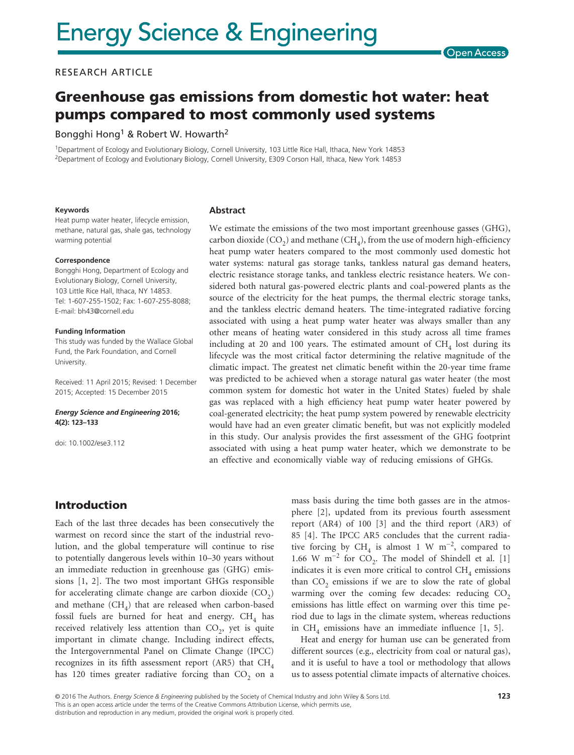RESEARCH ARTICLE

# Greenhouse gas emissions from domestic hot water: heat pumps compared to most commonly used systems

Bongghi Hong[1] & Robert W. Howarth[2]

[1]Department of Ecology and Evolutionary Biology, Cornell University, 103 Little Rice Hall, Ithaca, New York 14853
[2]Department of Ecology and Evolutionary Biology, Cornell University, E309 Corson Hall, Ithaca, New York 14853

**Keywords**

Heat pump water heater, lifecycle emission, methane, natural gas, shale gas, technology warming potential

**Correspondence**

Bongghi Hong, Department of Ecology and Evolutionary Biology, Cornell University, 103 Little Rice Hall, Ithaca, NY 14853.
Tel: 1-607-255-1502; Fax: 1-607-255-8088;
E-mail: bh43@cornell.edu

**Funding Information**

This study was funded by the Wallace Global Fund, the Park Foundation, and Cornell University.

Received: 11 April 2015; Revised: 1 December 2015; Accepted: 15 December 2015

***Energy Science and Engineering* 2016; 4(2): 123–133**

doi: 10.1002/ese3.112

## Abstract

We estimate the emissions of the two most important greenhouse gasses (GHG), carbon dioxide ($CO_2$) and methane ($CH_4$), from the use of modern high-efficiency heat pump water heaters compared to the most commonly used domestic hot water systems: natural gas storage tanks, tankless natural gas demand heaters, electric resistance storage tanks, and tankless electric resistance heaters. We considered both natural gas-powered electric plants and coal-powered plants as the source of the electricity for the heat pumps, the thermal electric storage tanks, and the tankless electric demand heaters. The time-integrated radiative forcing associated with using a heat pump water heater was always smaller than any other means of heating water considered in this study across all time frames including at 20 and 100 years. The estimated amount of $CH_4$ lost during its lifecycle was the most critical factor determining the relative magnitude of the climatic impact. The greatest net climatic benefit within the 20-year time frame was predicted to be achieved when a storage natural gas water heater (the most common system for domestic hot water in the United States) fueled by shale gas was replaced with a high efficiency heat pump water heater powered by coal-generated electricity; the heat pump system powered by renewable electricity would have had an even greater climatic benefit, but was not explicitly modeled in this study. Our analysis provides the first assessment of the GHG footprint associated with using a heat pump water heater, which we demonstrate to be an effective and economically viable way of reducing emissions of GHGs.

## Introduction

Each of the last three decades has been consecutively the warmest on record since the start of the industrial revolution, and the global temperature will continue to rise to potentially dangerous levels within 10–30 years without an immediate reduction in greenhouse gas (GHG) emissions [1, 2]. The two most important GHGs responsible for accelerating climate change are carbon dioxide ($CO_2$) and methane ($CH_4$) that are released when carbon-based fossil fuels are burned for heat and energy. $CH_4$ has received relatively less attention than $CO_2$, yet is quite important in climate change. Including indirect effects, the Intergovernmental Panel on Climate Change (IPCC) recognizes in its fifth assessment report (AR5) that $CH_4$ has 120 times greater radiative forcing than $CO_2$ on a mass basis during the time both gasses are in the atmosphere [2], updated from its previous fourth assessment report (AR4) of 100 [3] and the third report (AR3) of 85 [4]. The IPCC AR5 concludes that the current radiative forcing by $CH_4$ is almost 1 W $m^{-2}$, compared to 1.66 W $m^{-2}$ for $CO_2$. The model of Shindell et al. [1] indicates it is even more critical to control $CH_4$ emissions than $CO_2$ emissions if we are to slow the rate of global warming over the coming few decades: reducing $CO_2$ emissions has little effect on warming over this time period due to lags in the climate system, whereas reductions in $CH_4$ emissions have an immediate influence [1, 5].

Heat and energy for human use can be generated from different sources (e.g., electricity from coal or natural gas), and it is useful to have a tool or methodology that allows us to assess potential climate impacts of alternative choices.

© 2016 The Authors. *Energy Science & Engineering* published by the Society of Chemical Industry and John Wiley & Sons Ltd. This is an open access article under the terms of the Creative Commons Attribution License, which permits use, distribution and reproduction in any medium, provided the original work is properly cited.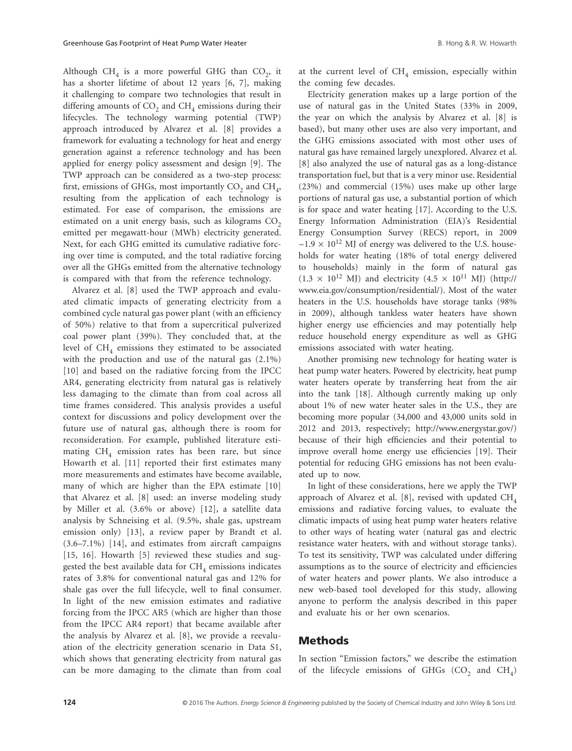Although $CH_4$ is a more powerful GHG than $CO_2$, it has a shorter lifetime of about 12 years [6, 7], making it challenging to compare two technologies that result in differing amounts of $CO_2$ and $CH_4$ emissions during their lifecycles. The technology warming potential (TWP) approach introduced by Alvarez et al. [8] provides a framework for evaluating a technology for heat and energy generation against a reference technology and has been applied for energy policy assessment and design [9]. The TWP approach can be considered as a two-step process: first, emissions of GHGs, most importantly $CO_2$ and $CH_4$, resulting from the application of each technology is estimated. For ease of comparison, the emissions are estimated on a unit energy basis, such as kilograms $CO_2$ emitted per megawatt-hour (MWh) electricity generated. Next, for each GHG emitted its cumulative radiative forcing over time is computed, and the total radiative forcing over all the GHGs emitted from the alternative technology is compared with that from the reference technology.

Alvarez et al. [8] used the TWP approach and evaluated climatic impacts of generating electricity from a combined cycle natural gas power plant (with an efficiency of 50%) relative to that from a supercritical pulverized coal power plant (39%). They concluded that, at the level of $CH_4$ emissions they estimated to be associated with the production and use of the natural gas (2.1%) [10] and based on the radiative forcing from the IPCC AR4, generating electricity from natural gas is relatively less damaging to the climate than from coal across all time frames considered. This analysis provides a useful context for discussions and policy development over the future use of natural gas, although there is room for reconsideration. For example, published literature estimating $CH_4$ emission rates has been rare, but since Howarth et al. [11] reported their first estimates many more measurements and estimates have become available, many of which are higher than the EPA estimate [10] that Alvarez et al. [8] used: an inverse modeling study by Miller et al. (3.6% or above) [12], a satellite data analysis by Schneising et al. (9.5%, shale gas, upstream emission only) [13], a review paper by Brandt et al. (3.6–7.1%) [14], and estimates from aircraft campaigns [15, 16]. Howarth [5] reviewed these studies and suggested the best available data for $CH_4$ emissions indicates rates of 3.8% for conventional natural gas and 12% for shale gas over the full lifecycle, well to final consumer. In light of the new emission estimates and radiative forcing from the IPCC AR5 (which are higher than those from the IPCC AR4 report) that became available after the analysis by Alvarez et al. [8], we provide a reevaluation of the electricity generation scenario in Data S1, which shows that generating electricity from natural gas can be more damaging to the climate than from coal at the current level of $CH_4$ emission, especially within the coming few decades.

Electricity generation makes up a large portion of the use of natural gas in the United States (33% in 2009, the year on which the analysis by Alvarez et al. [8] is based), but many other uses are also very important, and the GHG emissions associated with most other uses of natural gas have remained largely unexplored. Alvarez et al. [8] also analyzed the use of natural gas as a long-distance transportation fuel, but that is a very minor use. Residential (23%) and commercial (15%) uses make up other large portions of natural gas use, a substantial portion of which is for space and water heating [17]. According to the U.S. Energy Information Administration (EIA)'s Residential Energy Consumption Survey (RECS) report, in 2009 ~$1.9 \times 10^{12}$ MJ of energy was delivered to the U.S. households for water heating (18% of total energy delivered to households) mainly in the form of natural gas ($1.3 \times 10^{12}$ MJ) and electricity ($4.5 \times 10^{11}$ MJ) (http://www.eia.gov/consumption/residential/). Most of the water heaters in the U.S. households have storage tanks (98% in 2009), although tankless water heaters have shown higher energy use efficiencies and may potentially help reduce household energy expenditure as well as GHG emissions associated with water heating.

Another promising new technology for heating water is heat pump water heaters. Powered by electricity, heat pump water heaters operate by transferring heat from the air into the tank [18]. Although currently making up only about 1% of new water heater sales in the U.S., they are becoming more popular (34,000 and 43,000 units sold in 2012 and 2013, respectively; http://www.energystar.gov/) because of their high efficiencies and their potential to improve overall home energy use efficiencies [19]. Their potential for reducing GHG emissions has not been evaluated up to now.

In light of these considerations, here we apply the TWP approach of Alvarez et al. [8], revised with updated $CH_4$ emissions and radiative forcing values, to evaluate the climatic impacts of using heat pump water heaters relative to other ways of heating water (natural gas and electric resistance water heaters, with and without storage tanks). To test its sensitivity, TWP was calculated under differing assumptions as to the source of electricity and efficiencies of water heaters and power plants. We also introduce a new web-based tool developed for this study, allowing anyone to perform the analysis described in this paper and evaluate his or her own scenarios.

## Methods

In section "Emission factors," we describe the estimation of the lifecycle emissions of GHGs ($CO_2$ and $CH_4$)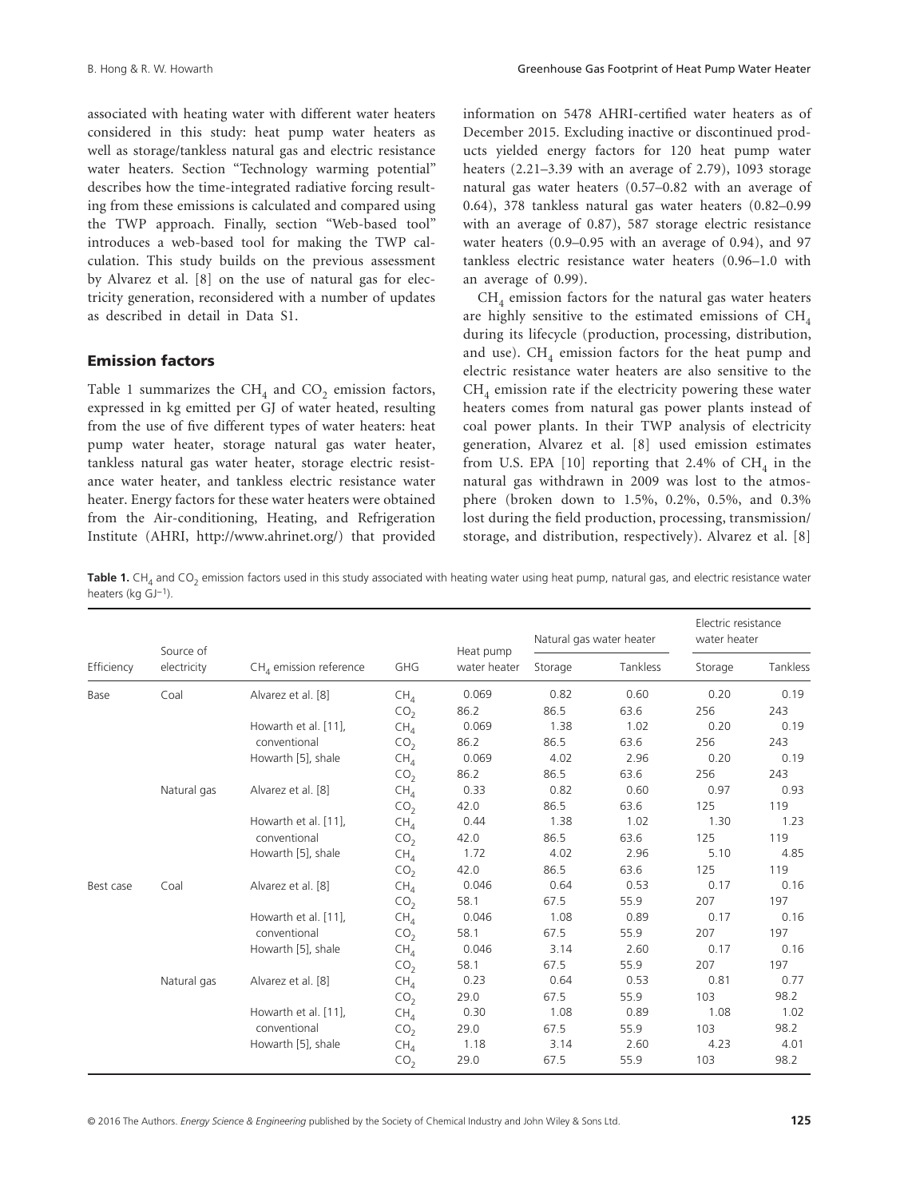associated with heating water with different water heaters considered in this study: heat pump water heaters as well as storage/tankless natural gas and electric resistance water heaters. Section "Technology warming potential" describes how the time-integrated radiative forcing resulting from these emissions is calculated and compared using the TWP approach. Finally, section "Web-based tool" introduces a web-based tool for making the TWP calculation. This study builds on the previous assessment by Alvarez et al. [8] on the use of natural gas for electricity generation, reconsidered with a number of updates as described in detail in Data S1.

## Emission factors

Table 1 summarizes the $CH_4$ and $CO_2$ emission factors, expressed in kg emitted per GJ of water heated, resulting from the use of five different types of water heaters: heat pump water heater, storage natural gas water heater, tankless natural gas water heater, storage electric resistance water heater, and tankless electric resistance water heater. Energy factors for these water heaters were obtained from the Air-conditioning, Heating, and Refrigeration Institute (AHRI, http://www.ahrinet.org/) that provided information on 5478 AHRI-certified water heaters as of December 2015. Excluding inactive or discontinued products yielded energy factors for 120 heat pump water heaters (2.21–3.39 with an average of 2.79), 1093 storage natural gas water heaters (0.57–0.82 with an average of 0.64), 378 tankless natural gas water heaters (0.82–0.99 with an average of 0.87), 587 storage electric resistance water heaters (0.9–0.95 with an average of 0.94), and 97 tankless electric resistance water heaters (0.96–1.0 with an average of 0.99).

$CH_4$ emission factors for the natural gas water heaters are highly sensitive to the estimated emissions of $CH_4$ during its lifecycle (production, processing, distribution, and use). $CH_4$ emission factors for the heat pump and electric resistance water heaters are also sensitive to the $CH_4$ emission rate if the electricity powering these water heaters comes from natural gas power plants instead of coal power plants. In their TWP analysis of electricity generation, Alvarez et al. [8] used emission estimates from U.S. EPA [10] reporting that 2.4% of $CH_4$ in the natural gas withdrawn in 2009 was lost to the atmosphere (broken down to 1.5%, 0.2%, 0.5%, and 0.3% lost during the field production, processing, transmission/storage, and distribution, respectively). Alvarez et al. [8]

**Table 1.** $CH_4$ and $CO_2$ emission factors used in this study associated with heating water using heat pump, natural gas, and electric resistance water heaters (kg $GJ^{-1}$).

| Efficiency | Source of electricity | $CH_4$ emission reference | GHG | Heat pump water heater | Natural gas water heater | | Electric resistance water heater | |
|---|---|---|---|---|---|---|---|---|
| | | | | | Storage | Tankless | Storage | Tankless |
| Base | Coal | Alvarez et al. [8] | $CH_4$ | 0.069 | 0.82 | 0.60 | 0.20 | 0.19 |
| | | | $CO_2$ | 86.2 | 86.5 | 63.6 | 256 | 243 |
| | | Howarth et al. [11], conventional | $CH_4$ | 0.069 | 1.38 | 1.02 | 0.20 | 0.19 |
| | | | $CO_2$ | 86.2 | 86.5 | 63.6 | 256 | 243 |
| | | Howarth [5], shale | $CH_4$ | 0.069 | 4.02 | 2.96 | 0.20 | 0.19 |
| | | | $CO_2$ | 86.2 | 86.5 | 63.6 | 256 | 243 |
| | Natural gas | Alvarez et al. [8] | $CH_4$ | 0.33 | 0.82 | 0.60 | 0.97 | 0.93 |
| | | | $CO_2$ | 42.0 | 86.5 | 63.6 | 125 | 119 |
| | | Howarth et al. [11], conventional | $CH_4$ | 0.44 | 1.38 | 1.02 | 1.30 | 1.23 |
| | | | $CO_2$ | 42.0 | 86.5 | 63.6 | 125 | 119 |
| | | Howarth [5], shale | $CH_4$ | 1.72 | 4.02 | 2.96 | 5.10 | 4.85 |
| | | | $CO_2$ | 42.0 | 86.5 | 63.6 | 125 | 119 |
| Best case | Coal | Alvarez et al. [8] | $CH_4$ | 0.046 | 0.64 | 0.53 | 0.17 | 0.16 |
| | | | $CO_2$ | 58.1 | 67.5 | 55.9 | 207 | 197 |
| | | Howarth et al. [11], conventional | $CH_4$ | 0.046 | 1.08 | 0.89 | 0.17 | 0.16 |
| | | | $CO_2$ | 58.1 | 67.5 | 55.9 | 207 | 197 |
| | | Howarth [5], shale | $CH_4$ | 0.046 | 3.14 | 2.60 | 0.17 | 0.16 |
| | | | $CO_2$ | 58.1 | 67.5 | 55.9 | 207 | 197 |
| | Natural gas | Alvarez et al. [8] | $CH_4$ | 0.23 | 0.64 | 0.53 | 0.81 | 0.77 |
| | | | $CO_2$ | 29.0 | 67.5 | 55.9 | 103 | 98.2 |
| | | Howarth et al. [11], conventional | $CH_4$ | 0.30 | 1.08 | 0.89 | 1.08 | 1.02 |
| | | | $CO_2$ | 29.0 | 67.5 | 55.9 | 103 | 98.2 |
| | | Howarth [5], shale | $CH_4$ | 1.18 | 3.14 | 2.60 | 4.23 | 4.01 |
| | | | $CO_2$ | 29.0 | 67.5 | 55.9 | 103 | 98.2 |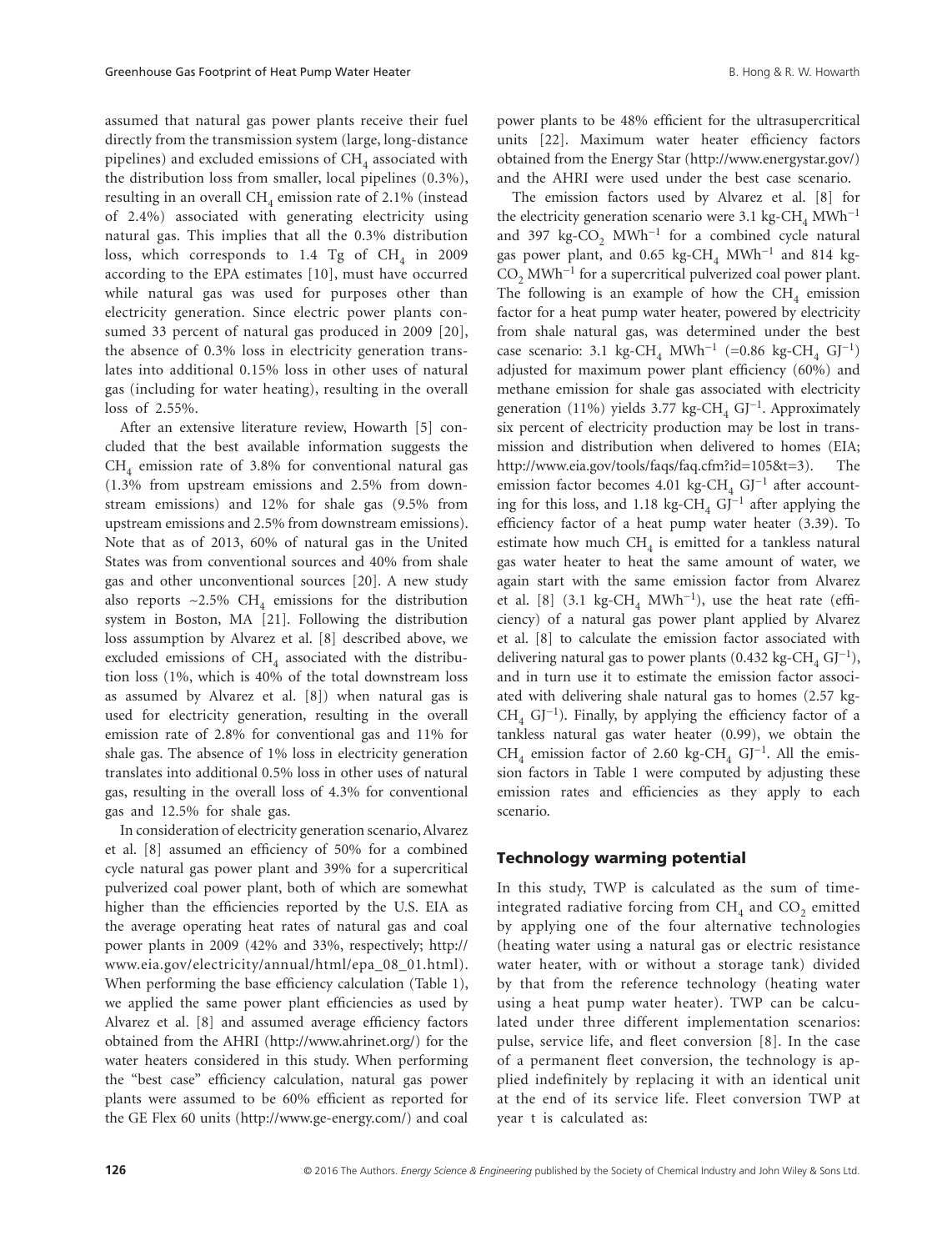assumed that natural gas power plants receive their fuel directly from the transmission system (large, long-distance pipelines) and excluded emissions of $CH_4$ associated with the distribution loss from smaller, local pipelines (0.3%), resulting in an overall $CH_4$ emission rate of 2.1% (instead of 2.4%) associated with generating electricity using natural gas. This implies that all the 0.3% distribution loss, which corresponds to 1.4 Tg of $CH_4$ in 2009 according to the EPA estimates [10], must have occurred while natural gas was used for purposes other than electricity generation. Since electric power plants consumed 33 percent of natural gas produced in 2009 [20], the absence of 0.3% loss in electricity generation translates into additional 0.15% loss in other uses of natural gas (including for water heating), resulting in the overall loss of 2.55%.

After an extensive literature review, Howarth [5] concluded that the best available information suggests the $CH_4$ emission rate of 3.8% for conventional natural gas (1.3% from upstream emissions and 2.5% from downstream emissions) and 12% for shale gas (9.5% from upstream emissions and 2.5% from downstream emissions). Note that as of 2013, 60% of natural gas in the United States was from conventional sources and 40% from shale gas and other unconventional sources [20]. A new study also reports ~2.5% $CH_4$ emissions for the distribution system in Boston, MA [21]. Following the distribution loss assumption by Alvarez et al. [8] described above, we excluded emissions of $CH_4$ associated with the distribution loss (1%, which is 40% of the total downstream loss as assumed by Alvarez et al. [8]) when natural gas is used for electricity generation, resulting in the overall emission rate of 2.8% for conventional gas and 11% for shale gas. The absence of 1% loss in electricity generation translates into additional 0.5% loss in other uses of natural gas, resulting in the overall loss of 4.3% for conventional gas and 12.5% for shale gas.

In consideration of electricity generation scenario, Alvarez et al. [8] assumed an efficiency of 50% for a combined cycle natural gas power plant and 39% for a supercritical pulverized coal power plant, both of which are somewhat higher than the efficiencies reported by the U.S. EIA as the average operating heat rates of natural gas and coal power plants in 2009 (42% and 33%, respectively; http://www.eia.gov/electricity/annual/html/epa_08_01.html). When performing the base efficiency calculation (Table 1), we applied the same power plant efficiencies as used by Alvarez et al. [8] and assumed average efficiency factors obtained from the AHRI (http://www.ahrinet.org/) for the water heaters considered in this study. When performing the "best case" efficiency calculation, natural gas power plants were assumed to be 60% efficient as reported for the GE Flex 60 units (http://www.ge-energy.com/) and coal power plants to be 48% efficient for the ultrasupercritical units [22]. Maximum water heater efficiency factors obtained from the Energy Star (http://www.energystar.gov/) and the AHRI were used under the best case scenario.

The emission factors used by Alvarez et al. [8] for the electricity generation scenario were 3.1 kg-$CH_4$ $MWh^{-1}$ and 397 kg-$CO_2$ $MWh^{-1}$ for a combined cycle natural gas power plant, and 0.65 kg-$CH_4$ $MWh^{-1}$ and 814 kg-$CO_2$ $MWh^{-1}$ for a supercritical pulverized coal power plant. The following is an example of how the $CH_4$ emission factor for a heat pump water heater, powered by electricity from shale natural gas, was determined under the best case scenario: 3.1 kg-$CH_4$ $MWh^{-1}$ (=0.86 kg-$CH_4$ $GJ^{-1}$) adjusted for maximum power plant efficiency (60%) and methane emission for shale gas associated with electricity generation (11%) yields 3.77 kg-$CH_4$ $GJ^{-1}$. Approximately six percent of electricity production may be lost in transmission and distribution when delivered to homes (EIA; http://www.eia.gov/tools/faqs/faq.cfm?id=105&t=3). The emission factor becomes 4.01 kg-$CH_4$ $GJ^{-1}$ after accounting for this loss, and 1.18 kg-$CH_4$ $GJ^{-1}$ after applying the efficiency factor of a heat pump water heater (3.39). To estimate how much $CH_4$ is emitted for a tankless natural gas water heater to heat the same amount of water, we again start with the same emission factor from Alvarez et al. [8] (3.1 kg-$CH_4$ $MWh^{-1}$), use the heat rate (efficiency) of a natural gas power plant applied by Alvarez et al. [8] to calculate the emission factor associated with delivering natural gas to power plants (0.432 kg-$CH_4$ $GJ^{-1}$), and in turn use it to estimate the emission factor associated with delivering shale natural gas to homes (2.57 kg-$CH_4$ $GJ^{-1}$). Finally, by applying the efficiency factor of a tankless natural gas water heater (0.99), we obtain the $CH_4$ emission factor of 2.60 kg-$CH_4$ $GJ^{-1}$. All the emission factors in Table 1 were computed by adjusting these emission rates and efficiencies as they apply to each scenario.

## Technology warming potential

In this study, TWP is calculated as the sum of time-integrated radiative forcing from $CH_4$ and $CO_2$ emitted by applying one of the four alternative technologies (heating water using a natural gas or electric resistance water heater, with or without a storage tank) divided by that from the reference technology (heating water using a heat pump water heater). TWP can be calculated under three different implementation scenarios: pulse, service life, and fleet conversion [8]. In the case of a permanent fleet conversion, the technology is applied indefinitely by replacing it with an identical unit at the end of its service life. Fleet conversion TWP at year t is calculated as: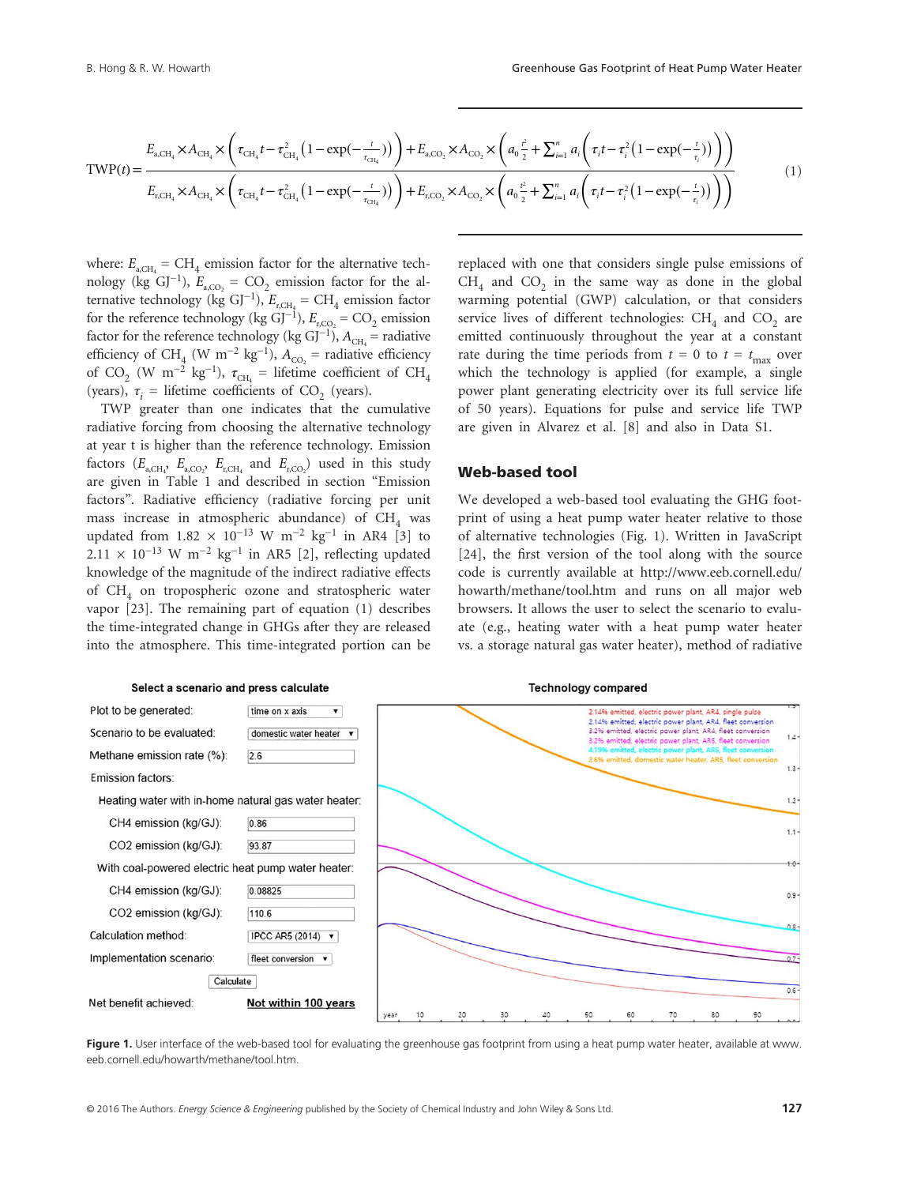$$\mathrm{TWP}(t)=\frac{E_{\mathrm{a,CH_4}}\times A_{\mathrm{CH_4}}\times\left(\tau_{\mathrm{CH_4}}t-\tau_{\mathrm{CH_4}}^2\left(1-\exp(-\frac{t}{\tau_{\mathrm{CH_4}}})\right)\right)+E_{\mathrm{a,CO_2}}\times A_{\mathrm{CO_2}}\times\left(a_0\frac{t^2}{2}+\sum_{i=1}^{n}a_i\left(\tau_i t-\tau_i^2\left(1-\exp(-\frac{t}{\tau_i})\right)\right)\right)}{E_{\mathrm{r,CH_4}}\times A_{\mathrm{CH_4}}\times\left(\tau_{\mathrm{CH_4}}t-\tau_{\mathrm{CH_4}}^2\left(1-\exp(-\frac{t}{\tau_{\mathrm{CH_4}}})\right)\right)+E_{\mathrm{r,CO_2}}\times A_{\mathrm{CO_2}}\times\left(a_0\frac{t^2}{2}+\sum_{i=1}^{n}a_i\left(\tau_i t-\tau_i^2\left(1-\exp(-\frac{t}{\tau_i})\right)\right)\right)} \quad (1)$$

where: $E_{\mathrm{a,CH_4}}$ = $CH_4$ emission factor for the alternative technology (kg $GJ^{-1}$), $E_{\mathrm{a,CO_2}}$ = $CO_2$ emission factor for the alternative technology (kg $GJ^{-1}$), $E_{\mathrm{r,CH_4}}$ = $CH_4$ emission factor for the reference technology (kg $GJ^{-1}$), $E_{\mathrm{r,CO_2}}$ = $CO_2$ emission factor for the reference technology (kg $GJ^{-1}$), $A_{\mathrm{CH_4}}$ = radiative efficiency of $CH_4$ (W $m^{-2}$ $kg^{-1}$), $A_{\mathrm{CO_2}}$ = radiative efficiency of $CO_2$ (W $m^{-2}$ $kg^{-1}$), $\tau_{\mathrm{CH_4}}$ = lifetime coefficient of $CH_4$ (years), $\tau_i$ = lifetime coefficients of $CO_2$ (years).

TWP greater than one indicates that the cumulative radiative forcing from choosing the alternative technology at year t is higher than the reference technology. Emission factors ($E_{\mathrm{a,CH_4}}$, $E_{\mathrm{a,CO_2}}$, $E_{\mathrm{r,CH_4}}$ and $E_{\mathrm{r,CO_2}}$) used in this study are given in Table 1 and described in section "Emission factors". Radiative efficiency (radiative forcing per unit mass increase in atmospheric abundance) of $CH_4$ was updated from $1.82 \times 10^{-13}$ W $m^{-2}$ $kg^{-1}$ in AR4 [3] to $2.11 \times 10^{-13}$ W $m^{-2}$ $kg^{-1}$ in AR5 [2], reflecting updated knowledge of the magnitude of the indirect radiative effects of $CH_4$ on tropospheric ozone and stratospheric water vapor [23]. The remaining part of equation (1) describes the time-integrated change in GHGs after they are released into the atmosphere. This time-integrated portion can be replaced with one that considers single pulse emissions of $CH_4$ and $CO_2$ in the same way as done in the global warming potential (GWP) calculation, or that considers service lives of different technologies: $CH_4$ and $CO_2$ are emitted continuously throughout the year at a constant rate during the time periods from $t = 0$ to $t = t_{max}$ over which the technology is applied (for example, a single power plant generating electricity over its full service life of 50 years). Equations for pulse and service life TWP are given in Alvarez et al. [8] and also in Data S1.

## Web-based tool

We developed a web-based tool evaluating the GHG footprint of using a heat pump water heater relative to those of alternative technologies (Fig. 1). Written in JavaScript [24], the first version of the tool along with the source code is currently available at http://www.eeb.cornell.edu/howarth/methane/tool.htm and runs on all major web browsers. It allows the user to select the scenario to evaluate (e.g., heating water with a heat pump water heater vs. a storage natural gas water heater), method of radiative

**Figure 1.** User interface of the web-based tool for evaluating the greenhouse gas footprint from using a heat pump water heater, available at www.eeb.cornell.edu/howarth/methane/tool.htm.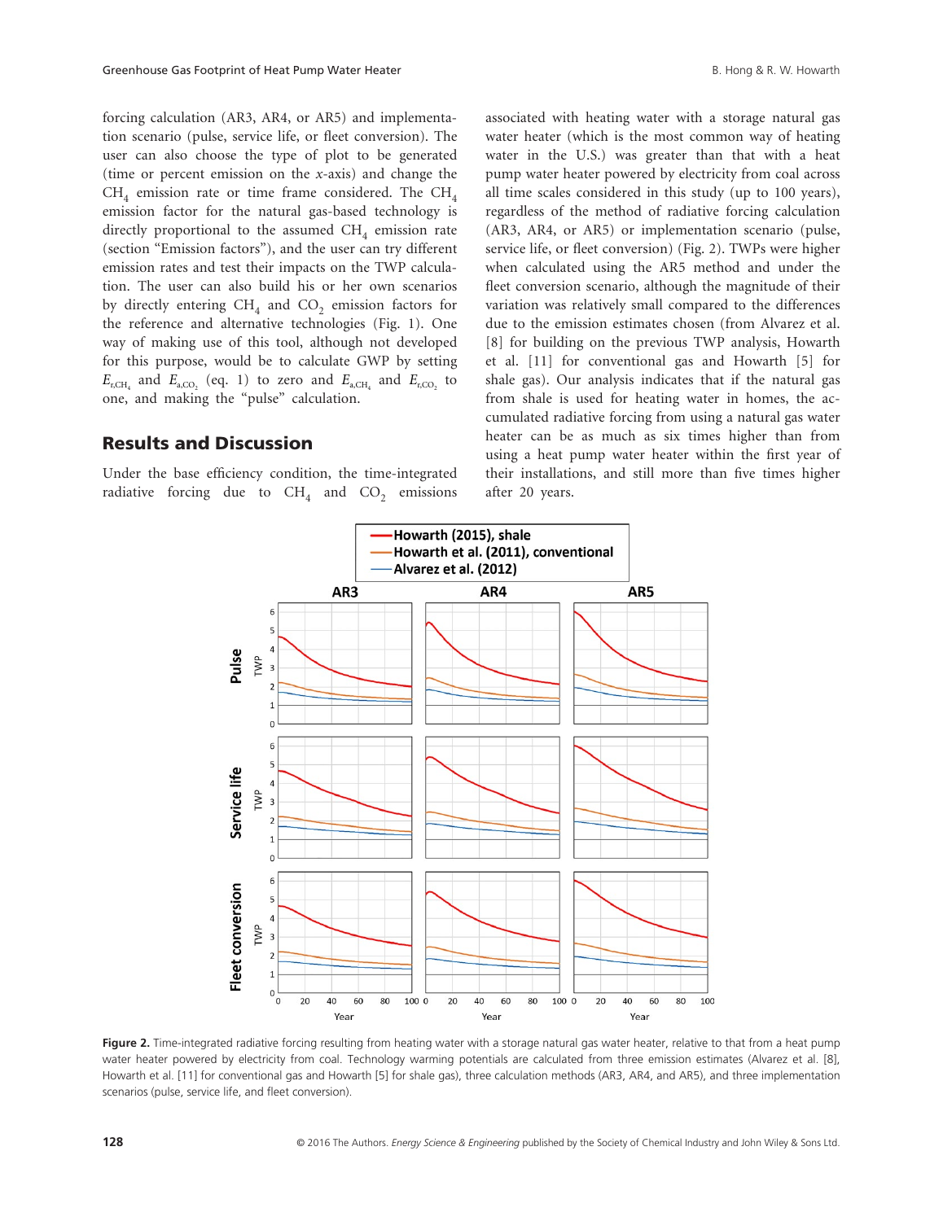forcing calculation (AR3, AR4, or AR5) and implementation scenario (pulse, service life, or fleet conversion). The user can also choose the type of plot to be generated (time or percent emission on the *x*-axis) and change the $CH_4$ emission rate or time frame considered. The $CH_4$ emission factor for the natural gas-based technology is directly proportional to the assumed $CH_4$ emission rate (section "Emission factors"), and the user can try different emission rates and test their impacts on the TWP calculation. The user can also build his or her own scenarios by directly entering $CH_4$ and $CO_2$ emission factors for the reference and alternative technologies (Fig. 1). One way of making use of this tool, although not developed for this purpose, would be to calculate GWP by setting $E_{r,CH_4}$ and $E_{a,CO_2}$ (eq. 1) to zero and $E_{a,CH_4}$ and $E_{r,CO_2}$ to one, and making the "pulse" calculation.

## Results and Discussion

Under the base efficiency condition, the time-integrated radiative forcing due to $CH_4$ and $CO_2$ emissions associated with heating water with a storage natural gas water heater (which is the most common way of heating water in the U.S.) was greater than that with a heat pump water heater powered by electricity from coal across all time scales considered in this study (up to 100 years), regardless of the method of radiative forcing calculation (AR3, AR4, or AR5) or implementation scenario (pulse, service life, or fleet conversion) (Fig. 2). TWPs were higher when calculated using the AR5 method and under the fleet conversion scenario, although the magnitude of their variation was relatively small compared to the differences due to the emission estimates chosen (from Alvarez et al. [8] for building on the previous TWP analysis, Howarth et al. [11] for conventional gas and Howarth [5] for shale gas). Our analysis indicates that if the natural gas from shale is used for heating water in homes, the accumulated radiative forcing from using a natural gas water heater can be as much as six times higher than from using a heat pump water heater within the first year of their installations, and still more than five times higher after 20 years.

**Figure 2.** Time-integrated radiative forcing resulting from heating water with a storage natural gas water heater, relative to that from a heat pump water heater powered by electricity from coal. Technology warming potentials are calculated from three emission estimates (Alvarez et al. [8], Howarth et al. [11] for conventional gas and Howarth [5] for shale gas), three calculation methods (AR3, AR4, and AR5), and three implementation scenarios (pulse, service life, and fleet conversion).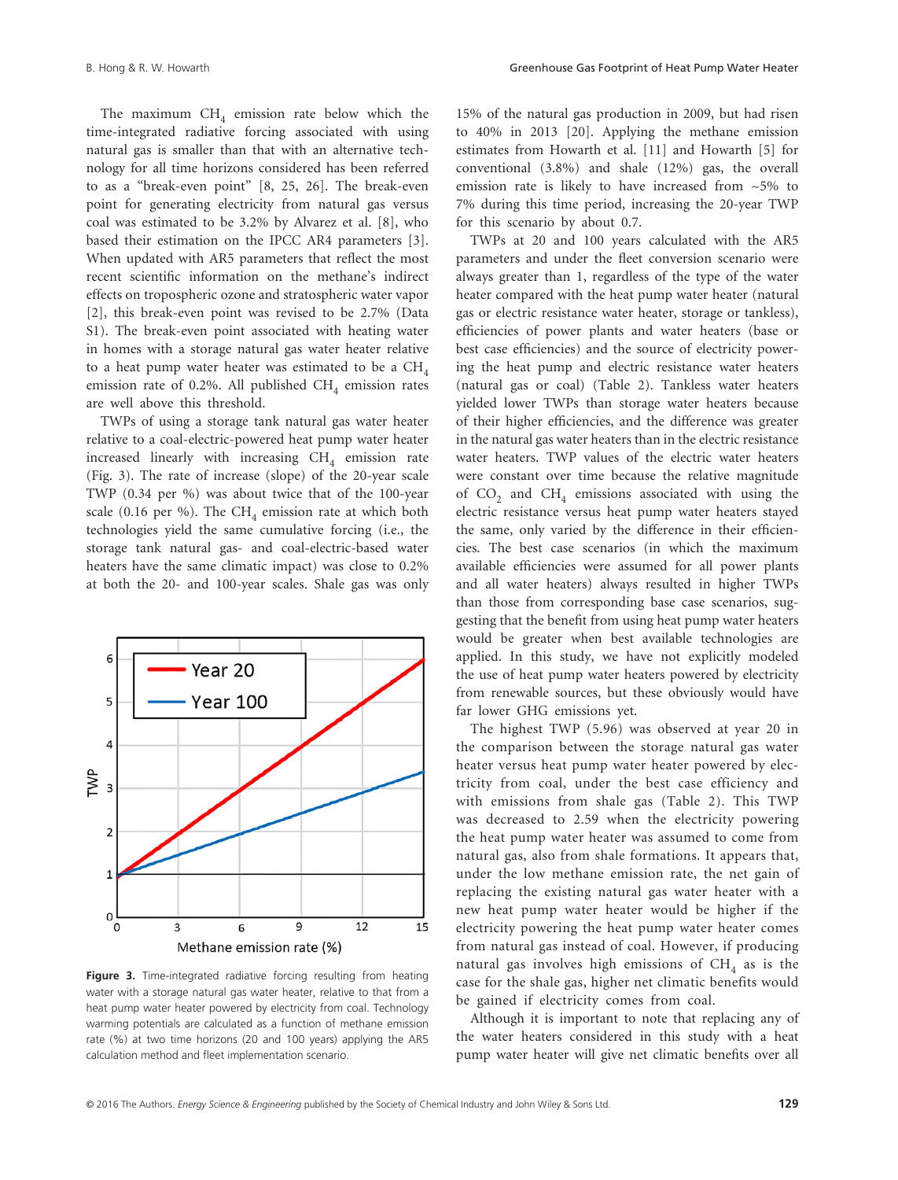The maximum $CH_4$ emission rate below which the time-integrated radiative forcing associated with using natural gas is smaller than that with an alternative technology for all time horizons considered has been referred to as a "break-even point" [8, 25, 26]. The break-even point for generating electricity from natural gas versus coal was estimated to be 3.2% by Alvarez et al. [8], who based their estimation on the IPCC AR4 parameters [3]. When updated with AR5 parameters that reflect the most recent scientific information on the methane's indirect effects on tropospheric ozone and stratospheric water vapor [2], this break-even point was revised to be 2.7% (Data S1). The break-even point associated with heating water in homes with a storage natural gas water heater relative to a heat pump water heater was estimated to be a $CH_4$ emission rate of 0.2%. All published $CH_4$ emission rates are well above this threshold.

TWPs of using a storage tank natural gas water heater relative to a coal-electric-powered heat pump water heater increased linearly with increasing $CH_4$ emission rate (Fig. 3). The rate of increase (slope) of the 20-year scale TWP (0.34 per %) was about twice that of the 100-year scale (0.16 per %). The $CH_4$ emission rate at which both technologies yield the same cumulative forcing (i.e., the storage tank natural gas- and coal-electric-based water heaters have the same climatic impact) was close to 0.2% at both the 20- and 100-year scales. Shale gas was only 15% of the natural gas production in 2009, but had risen to 40% in 2013 [20]. Applying the methane emission estimates from Howarth et al. [11] and Howarth [5] for conventional (3.8%) and shale (12%) gas, the overall emission rate is likely to have increased from ~5% to 7% during this time period, increasing the 20-year TWP for this scenario by about 0.7.

**Figure 3.** Time-integrated radiative forcing resulting from heating water with a storage natural gas water heater, relative to that from a heat pump water heater powered by electricity from coal. Technology warming potentials are calculated as a function of methane emission rate (%) at two time horizons (20 and 100 years) applying the AR5 calculation method and fleet implementation scenario.

TWPs at 20 and 100 years calculated with the AR5 parameters and under the fleet conversion scenario were always greater than 1, regardless of the type of the water heater compared with the heat pump water heater (natural gas or electric resistance water heater, storage or tankless), efficiencies of power plants and water heaters (base or best case efficiencies) and the source of electricity powering the heat pump and electric resistance water heaters (natural gas or coal) (Table 2). Tankless water heaters yielded lower TWPs than storage water heaters because of their higher efficiencies, and the difference was greater in the natural gas water heaters than in the electric resistance water heaters. TWP values of the electric water heaters were constant over time because the relative magnitude of $CO_2$ and $CH_4$ emissions associated with using the electric resistance versus heat pump water heaters stayed the same, only varied by the difference in their efficiencies. The best case scenarios (in which the maximum available efficiencies were assumed for all power plants and all water heaters) always resulted in higher TWPs than those from corresponding base case scenarios, suggesting that the benefit from using heat pump water heaters would be greater when best available technologies are applied. In this study, we have not explicitly modeled the use of heat pump water heaters powered by electricity from renewable sources, but these obviously would have far lower GHG emissions yet.

The highest TWP (5.96) was observed at year 20 in the comparison between the storage natural gas water heater versus heat pump water heater powered by electricity from coal, under the best case efficiency and with emissions from shale gas (Table 2). This TWP was decreased to 2.59 when the electricity powering the heat pump water heater was assumed to come from natural gas, also from shale formations. It appears that, under the low methane emission rate, the net gain of replacing the existing natural gas water heater with a new heat pump water heater would be higher if the electricity powering the heat pump water heater comes from natural gas instead of coal. However, if producing natural gas involves high emissions of $CH_4$ as is the case for the shale gas, higher net climatic benefits would be gained if electricity comes from coal.

Although it is important to note that replacing any of the water heaters considered in this study with a heat pump water heater will give net climatic benefits over all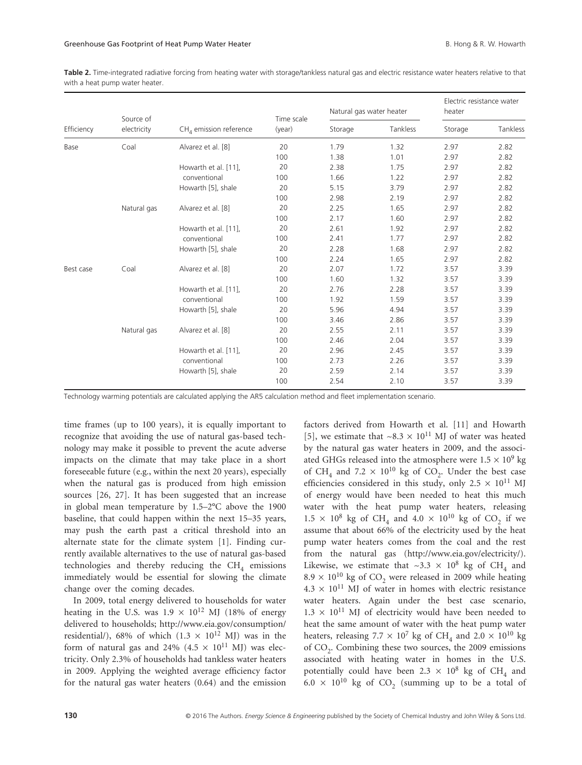**Table 2.** Time-integrated radiative forcing from heating water with storage/tankless natural gas and electric resistance water heaters relative to that with a heat pump water heater.

| Efficiency | Source of electricity | $CH_4$ emission reference | Time scale (year) | Natural gas water heater | | Electric resistance water heater | |
|---|---|---|---|---|---|---|---|
| | | | | Storage | Tankless | Storage | Tankless |
| Base | Coal | Alvarez et al. [8] | 20 | 1.79 | 1.32 | 2.97 | 2.82 |
| | | | 100 | 1.38 | 1.01 | 2.97 | 2.82 |
| | | Howarth et al. [11], conventional | 20 | 2.38 | 1.75 | 2.97 | 2.82 |
| | | | 100 | 1.66 | 1.22 | 2.97 | 2.82 |
| | | Howarth [5], shale | 20 | 5.15 | 3.79 | 2.97 | 2.82 |
| | | | 100 | 2.98 | 2.19 | 2.97 | 2.82 |
| | Natural gas | Alvarez et al. [8] | 20 | 2.25 | 1.65 | 2.97 | 2.82 |
| | | | 100 | 2.17 | 1.60 | 2.97 | 2.82 |
| | | Howarth et al. [11], conventional | 20 | 2.61 | 1.92 | 2.97 | 2.82 |
| | | | 100 | 2.41 | 1.77 | 2.97 | 2.82 |
| | | Howarth [5], shale | 20 | 2.28 | 1.68 | 2.97 | 2.82 |
| | | | 100 | 2.24 | 1.65 | 2.97 | 2.82 |
| Best case | Coal | Alvarez et al. [8] | 20 | 2.07 | 1.72 | 3.57 | 3.39 |
| | | | 100 | 1.60 | 1.32 | 3.57 | 3.39 |
| | | Howarth et al. [11], conventional | 20 | 2.76 | 2.28 | 3.57 | 3.39 |
| | | | 100 | 1.92 | 1.59 | 3.57 | 3.39 |
| | | Howarth [5], shale | 20 | 5.96 | 4.94 | 3.57 | 3.39 |
| | | | 100 | 3.46 | 2.86 | 3.57 | 3.39 |
| | Natural gas | Alvarez et al. [8] | 20 | 2.55 | 2.11 | 3.57 | 3.39 |
| | | | 100 | 2.46 | 2.04 | 3.57 | 3.39 |
| | | Howarth et al. [11], conventional | 20 | 2.96 | 2.45 | 3.57 | 3.39 |
| | | | 100 | 2.73 | 2.26 | 3.57 | 3.39 |
| | | Howarth [5], shale | 20 | 2.59 | 2.14 | 3.57 | 3.39 |
| | | | 100 | 2.54 | 2.10 | 3.57 | 3.39 |

Technology warming potentials are calculated applying the AR5 calculation method and fleet implementation scenario.

time frames (up to 100 years), it is equally important to recognize that avoiding the use of natural gas-based technology may make it possible to prevent the acute adverse impacts on the climate that may take place in a short foreseeable future (e.g., within the next 20 years), especially when the natural gas is produced from high emission sources [26, 27]. It has been suggested that an increase in global mean temperature by 1.5–2°C above the 1900 baseline, that could happen within the next 15–35 years, may push the earth past a critical threshold into an alternate state for the climate system [1]. Finding currently available alternatives to the use of natural gas-based technologies and thereby reducing the $CH_4$ emissions immediately would be essential for slowing the climate change over the coming decades.

In 2009, total energy delivered to households for water heating in the U.S. was $1.9 \times 10^{12}$ MJ (18% of energy delivered to households; http://www.eia.gov/consumption/residential/), 68% of which ($1.3 \times 10^{12}$ MJ) was in the form of natural gas and 24% ($4.5 \times 10^{11}$ MJ) was electricity. Only 2.3% of households had tankless water heaters in 2009. Applying the weighted average efficiency factor for the natural gas water heaters (0.64) and the emission factors derived from Howarth et al. [11] and Howarth [5], we estimate that ~$8.3 \times 10^{11}$ MJ of water was heated by the natural gas water heaters in 2009, and the associated GHGs released into the atmosphere were $1.5 \times 10^{9}$ kg of $CH_4$ and $7.2 \times 10^{10}$ kg of $CO_2$. Under the best case efficiencies considered in this study, only $2.5 \times 10^{11}$ MJ of energy would have been needed to heat this much water with the heat pump water heaters, releasing $1.5 \times 10^{8}$ kg of $CH_4$ and $4.0 \times 10^{10}$ kg of $CO_2$ if we assume that about 66% of the electricity used by the heat pump water heaters comes from the coal and the rest from the natural gas (http://www.eia.gov/electricity/). Likewise, we estimate that ~$3.3 \times 10^{8}$ kg of $CH_4$ and $8.9 \times 10^{10}$ kg of $CO_2$ were released in 2009 while heating $4.3 \times 10^{11}$ MJ of water in homes with electric resistance water heaters. Again under the best case scenario, $1.3 \times 10^{11}$ MJ of electricity would have been needed to heat the same amount of water with the heat pump water heaters, releasing $7.7 \times 10^{7}$ kg of $CH_4$ and $2.0 \times 10^{10}$ kg of $CO_2$. Combining these two sources, the 2009 emissions associated with heating water in homes in the U.S. potentially could have been $2.3 \times 10^{8}$ kg of $CH_4$ and $6.0 \times 10^{10}$ kg of $CO_2$ (summing up to be a total of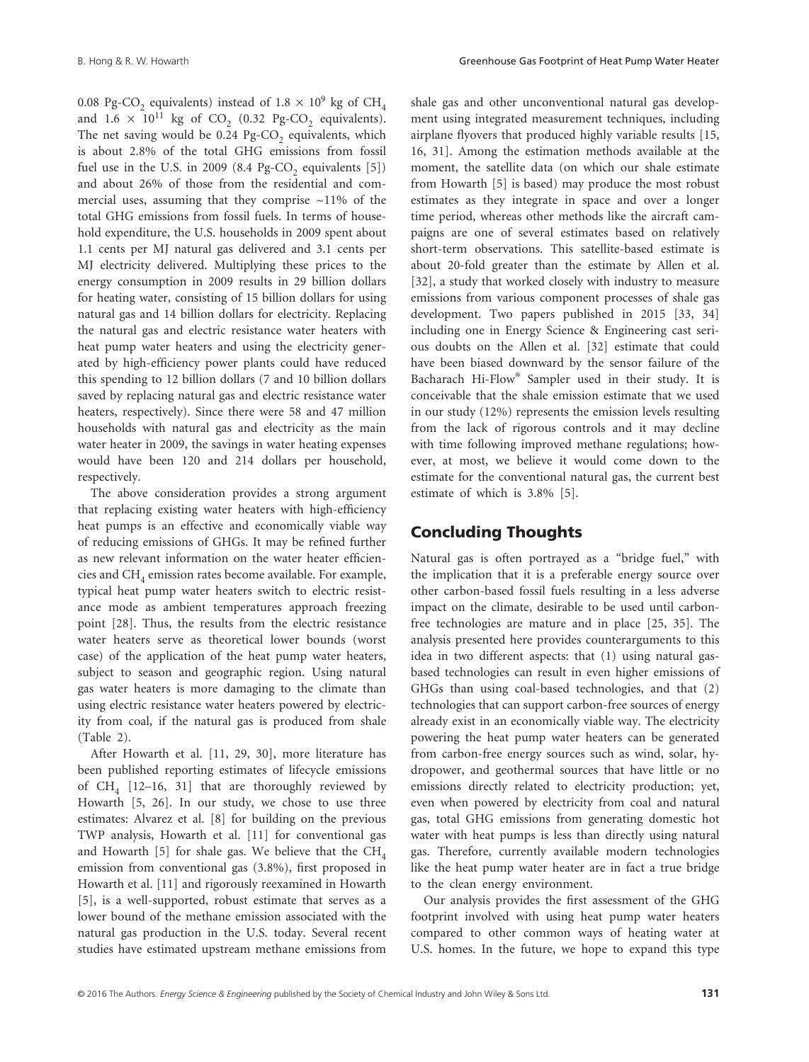0.08 Pg-$CO_2$ equivalents) instead of $1.8 \times 10^9$ kg of $CH_4$ and $1.6 \times 10^{11}$ kg of $CO_2$ (0.32 Pg-$CO_2$ equivalents). The net saving would be 0.24 Pg-$CO_2$ equivalents, which is about 2.8% of the total GHG emissions from fossil fuel use in the U.S. in 2009 (8.4 Pg-$CO_2$ equivalents [5]) and about 26% of those from the residential and commercial uses, assuming that they comprise ~11% of the total GHG emissions from fossil fuels. In terms of household expenditure, the U.S. households in 2009 spent about 1.1 cents per MJ natural gas delivered and 3.1 cents per MJ electricity delivered. Multiplying these prices to the energy consumption in 2009 results in 29 billion dollars for heating water, consisting of 15 billion dollars for using natural gas and 14 billion dollars for electricity. Replacing the natural gas and electric resistance water heaters with heat pump water heaters and using the electricity generated by high-efficiency power plants could have reduced this spending to 12 billion dollars (7 and 10 billion dollars saved by replacing natural gas and electric resistance water heaters, respectively). Since there were 58 and 47 million households with natural gas and electricity as the main water heater in 2009, the savings in water heating expenses would have been 120 and 214 dollars per household, respectively.

The above consideration provides a strong argument that replacing existing water heaters with high-efficiency heat pumps is an effective and economically viable way of reducing emissions of GHGs. It may be refined further as new relevant information on the water heater efficiencies and $CH_4$ emission rates become available. For example, typical heat pump water heaters switch to electric resistance mode as ambient temperatures approach freezing point [28]. Thus, the results from the electric resistance water heaters serve as theoretical lower bounds (worst case) of the application of the heat pump water heaters, subject to season and geographic region. Using natural gas water heaters is more damaging to the climate than using electric resistance water heaters powered by electricity from coal, if the natural gas is produced from shale (Table 2).

After Howarth et al. [11, 29, 30], more literature has been published reporting estimates of lifecycle emissions of $CH_4$ [12–16, 31] that are thoroughly reviewed by Howarth [5, 26]. In our study, we chose to use three estimates: Alvarez et al. [8] for building on the previous TWP analysis, Howarth et al. [11] for conventional gas and Howarth [5] for shale gas. We believe that the $CH_4$ emission from conventional gas (3.8%), first proposed in Howarth et al. [11] and rigorously reexamined in Howarth [5], is a well-supported, robust estimate that serves as a lower bound of the methane emission associated with the natural gas production in the U.S. today. Several recent studies have estimated upstream methane emissions from shale gas and other unconventional natural gas development using integrated measurement techniques, including airplane flyovers that produced highly variable results [15, 16, 31]. Among the estimation methods available at the moment, the satellite data (on which our shale estimate from Howarth [5] is based) may produce the most robust estimates as they integrate in space and over a longer time period, whereas other methods like the aircraft campaigns are one of several estimates based on relatively short-term observations. This satellite-based estimate is about 20-fold greater than the estimate by Allen et al. [32], a study that worked closely with industry to measure emissions from various component processes of shale gas development. Two papers published in 2015 [33, 34] including one in Energy Science & Engineering cast serious doubts on the Allen et al. [32] estimate that could have been biased downward by the sensor failure of the Bacharach Hi-Flow® Sampler used in their study. It is conceivable that the shale emission estimate that we used in our study (12%) represents the emission levels resulting from the lack of rigorous controls and it may decline with time following improved methane regulations; however, at most, we believe it would come down to the estimate for the conventional natural gas, the current best estimate of which is 3.8% [5].

## Concluding Thoughts

Natural gas is often portrayed as a "bridge fuel," with the implication that it is a preferable energy source over other carbon-based fossil fuels resulting in a less adverse impact on the climate, desirable to be used until carbon-free technologies are mature and in place [25, 35]. The analysis presented here provides counterarguments to this idea in two different aspects: that (1) using natural gas-based technologies can result in even higher emissions of GHGs than using coal-based technologies, and that (2) technologies that can support carbon-free sources of energy already exist in an economically viable way. The electricity powering the heat pump water heaters can be generated from carbon-free energy sources such as wind, solar, hydropower, and geothermal sources that have little or no emissions directly related to electricity production; yet, even when powered by electricity from coal and natural gas, total GHG emissions from generating domestic hot water with heat pumps is less than directly using natural gas. Therefore, currently available modern technologies like the heat pump water heater are in fact a true bridge to the clean energy environment.

Our analysis provides the first assessment of the GHG footprint involved with using heat pump water heaters compared to other common ways of heating water at U.S. homes. In the future, we hope to expand this type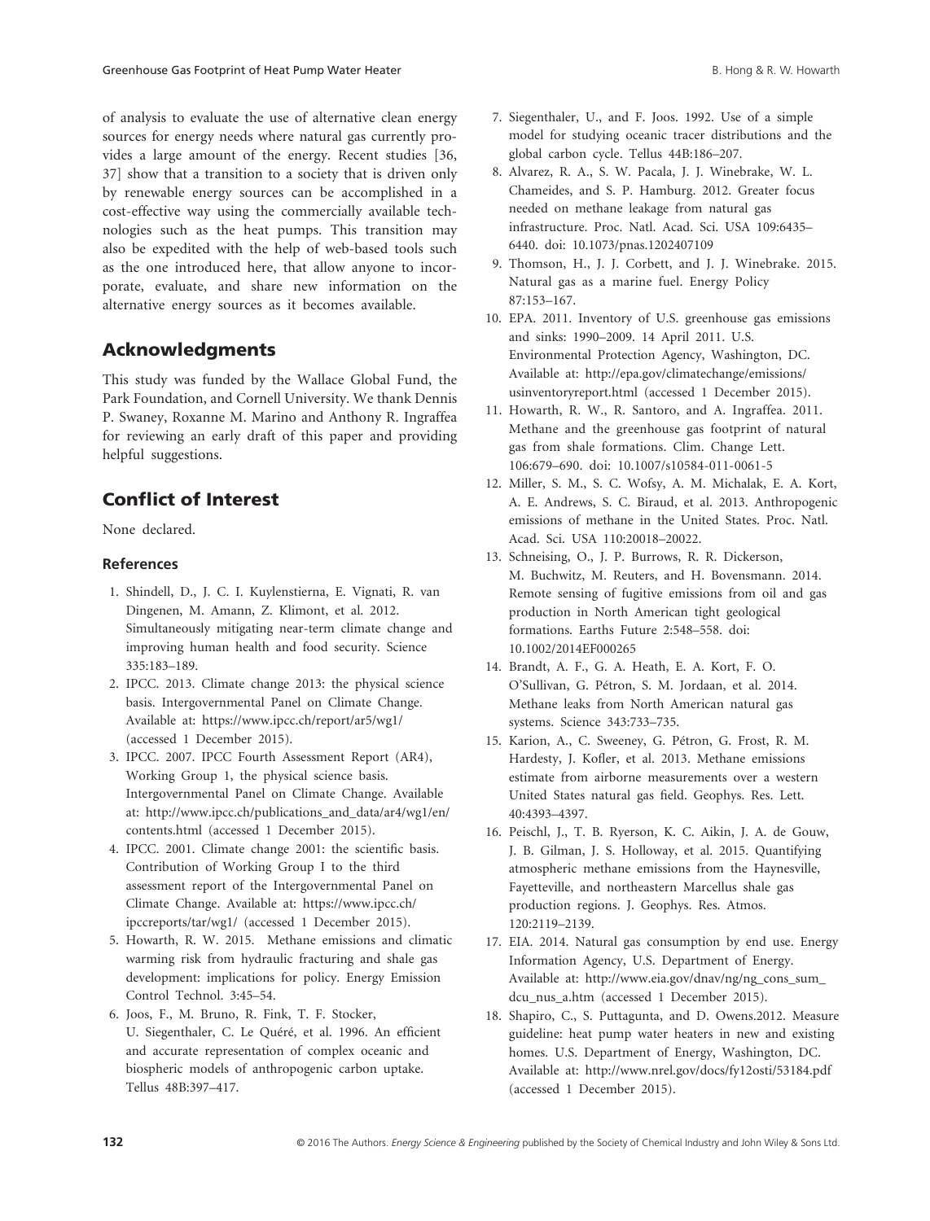of analysis to evaluate the use of alternative clean energy sources for energy needs where natural gas currently provides a large amount of the energy. Recent studies [36, 37] show that a transition to a society that is driven only by renewable energy sources can be accomplished in a cost-effective way using the commercially available technologies such as the heat pumps. This transition may also be expedited with the help of web-based tools such as the one introduced here, that allow anyone to incorporate, evaluate, and share new information on the alternative energy sources as it becomes available.

## Acknowledgments

This study was funded by the Wallace Global Fund, the Park Foundation, and Cornell University. We thank Dennis P. Swaney, Roxanne M. Marino and Anthony R. Ingraffea for reviewing an early draft of this paper and providing helpful suggestions.

## Conflict of Interest

None declared.

### References

1. Shindell, D., J. C. I. Kuylenstierna, E. Vignati, R. van Dingenen, M. Amann, Z. Klimont, et al. 2012. Simultaneously mitigating near-term climate change and improving human health and food security. Science 335:183–189.
2. IPCC. 2013. Climate change 2013: the physical science basis. Intergovernmental Panel on Climate Change. Available at: https://www.ipcc.ch/report/ar5/wg1/ (accessed 1 December 2015).
3. IPCC. 2007. IPCC Fourth Assessment Report (AR4), Working Group 1, the physical science basis. Intergovernmental Panel on Climate Change. Available at: http://www.ipcc.ch/publications_and_data/ar4/wg1/en/contents.html (accessed 1 December 2015).
4. IPCC. 2001. Climate change 2001: the scientific basis. Contribution of Working Group I to the third assessment report of the Intergovernmental Panel on Climate Change. Available at: https://www.ipcc.ch/ipccreports/tar/wg1/ (accessed 1 December 2015).
5. Howarth, R. W. 2015. Methane emissions and climatic warming risk from hydraulic fracturing and shale gas development: implications for policy. Energy Emission Control Technol. 3:45–54.
6. Joos, F., M. Bruno, R. Fink, T. F. Stocker, U. Siegenthaler, C. Le Quéré, et al. 1996. An efficient and accurate representation of complex oceanic and biospheric models of anthropogenic carbon uptake. Tellus 48B:397–417.
7. Siegenthaler, U., and F. Joos. 1992. Use of a simple model for studying oceanic tracer distributions and the global carbon cycle. Tellus 44B:186–207.
8. Alvarez, R. A., S. W. Pacala, J. J. Winebrake, W. L. Chameides, and S. P. Hamburg. 2012. Greater focus needed on methane leakage from natural gas infrastructure. Proc. Natl. Acad. Sci. USA 109:6435–6440. doi: 10.1073/pnas.1202407109
9. Thomson, H., J. J. Corbett, and J. J. Winebrake. 2015. Natural gas as a marine fuel. Energy Policy 87:153–167.
10. EPA. 2011. Inventory of U.S. greenhouse gas emissions and sinks: 1990–2009. 14 April 2011. U.S. Environmental Protection Agency, Washington, DC. Available at: http://epa.gov/climatechange/emissions/usinventoryreport.html (accessed 1 December 2015).
11. Howarth, R. W., R. Santoro, and A. Ingraffea. 2011. Methane and the greenhouse gas footprint of natural gas from shale formations. Clim. Change Lett. 106:679–690. doi: 10.1007/s10584-011-0061-5
12. Miller, S. M., S. C. Wofsy, A. M. Michalak, E. A. Kort, A. E. Andrews, S. C. Biraud, et al. 2013. Anthropogenic emissions of methane in the United States. Proc. Natl. Acad. Sci. USA 110:20018–20022.
13. Schneising, O., J. P. Burrows, R. R. Dickerson, M. Buchwitz, M. Reuters, and H. Bovensmann. 2014. Remote sensing of fugitive emissions from oil and gas production in North American tight geological formations. Earths Future 2:548–558. doi: 10.1002/2014EF000265
14. Brandt, A. F., G. A. Heath, E. A. Kort, F. O. O'Sullivan, G. Pétron, S. M. Jordaan, et al. 2014. Methane leaks from North American natural gas systems. Science 343:733–735.
15. Karion, A., C. Sweeney, G. Pétron, G. Frost, R. M. Hardesty, J. Kofler, et al. 2013. Methane emissions estimate from airborne measurements over a western United States natural gas field. Geophys. Res. Lett. 40:4393–4397.
16. Peischl, J., T. B. Ryerson, K. C. Aikin, J. A. de Gouw, J. B. Gilman, J. S. Holloway, et al. 2015. Quantifying atmospheric methane emissions from the Haynesville, Fayetteville, and northeastern Marcellus shale gas production regions. J. Geophys. Res. Atmos. 120:2119–2139.
17. EIA. 2014. Natural gas consumption by end use. Energy Information Agency, U.S. Department of Energy. Available at: http://www.eia.gov/dnav/ng/ng_cons_sum_dcu_nus_a.htm (accessed 1 December 2015).
18. Shapiro, C., S. Puttagunta, and D. Owens.2012. Measure guideline: heat pump water heaters in new and existing homes. U.S. Department of Energy, Washington, DC. Available at: http://www.nrel.gov/docs/fy12osti/53184.pdf (accessed 1 December 2015).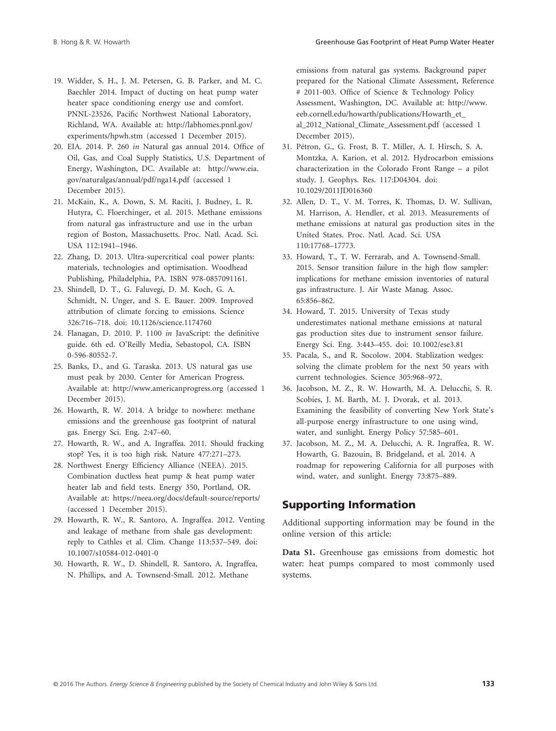19. Widder, S. H., J. M. Petersen, G. B. Parker, and M. C. Baechler 2014. Impact of ducting on heat pump water heater space conditioning energy use and comfort. PNNL-23526, Pacific Northwest National Laboratory, Richland, WA. Available at: http://labhomes.pnnl.gov/experiments/hpwh.stm (accessed 1 December 2015).
20. EIA. 2014. P. 260 *in* Natural gas annual 2014. Office of Oil, Gas, and Coal Supply Statistics, U.S. Department of Energy, Washington, DC. Available at: http://www.eia.gov/naturalgas/annual/pdf/nga14.pdf (accessed 1 December 2015).
21. McKain, K., A. Down, S. M. Raciti, J. Budney, L. R. Hutyra, C. Floerchinger, et al. 2015. Methane emissions from natural gas infrastructure and use in the urban region of Boston, Massachusetts. Proc. Natl. Acad. Sci. USA 112:1941–1946.
22. Zhang, D. 2013. Ultra-supercritical coal power plants: materials, technologies and optimisation. Woodhead Publishing, Philadelphia, PA. ISBN 978-0857091161.
23. Shindell, D. T., G. Faluvegi, D. M. Koch, G. A. Schmidt, N. Unger, and S. E. Bauer. 2009. Improved attribution of climate forcing to emissions. Science 326:716–718. doi: 10.1126/science.1174760
24. Flanagan, D. 2010. P. 1100 *in* JavaScript: the definitive guide. 6th ed. O'Reilly Media, Sebastopol, CA. ISBN 0-596-80552-7.
25. Banks, D., and G. Taraska. 2013. US natural gas use must peak by 2030. Center for American Progress. Available at: http://www.americanprogress.org (accessed 1 December 2015).
26. Howarth, R. W. 2014. A bridge to nowhere: methane emissions and the greenhouse gas footprint of natural gas. Energy Sci. Eng. 2:47–60.
27. Howarth, R. W., and A. Ingraffea. 2011. Should fracking stop? Yes, it is too high risk. Nature 477:271–273.
28. Northwest Energy Efficiency Alliance (NEEA). 2015. Combination ductless heat pump & heat pump water heater lab and field tests. Energy 350, Portland, OR. Available at: https://neea.org/docs/default-source/reports/ (accessed 1 December 2015).
29. Howarth, R. W., R. Santoro, A. Ingraffea. 2012. Venting and leakage of methane from shale gas development: reply to Cathles et al. Clim. Change 113:537–549. doi: 10.1007/s10584-012-0401-0
30. Howarth, R. W., D. Shindell, R. Santoro, A. Ingraffea, N. Phillips, and A. Townsend-Small. 2012. Methane emissions from natural gas systems. Background paper prepared for the National Climate Assessment, Reference # 2011-003. Office of Science & Technology Policy Assessment, Washington, DC. Available at: http://www.eeb.cornell.edu/howarth/publications/Howarth_et_al_2012_National_Climate_Assessment.pdf (accessed 1 December 2015).
31. Pétron, G., G. Frost, B. T. Miller, A. I. Hirsch, S. A. Montzka, A. Karion, et al. 2012. Hydrocarbon emissions characterization in the Colorado Front Range – a pilot study. J. Geophys. Res. 117:D04304. doi: 10.1029/2011JD016360
32. Allen, D. T., V. M. Torres, K. Thomas, D. W. Sullivan, M. Harrison, A. Hendler, et al. 2013. Measurements of methane emissions at natural gas production sites in the United States. Proc. Natl. Acad. Sci. USA 110:17768–17773.
33. Howard, T., T. W. Ferrarab, and A. Townsend-Small. 2015. Sensor transition failure in the high flow sampler: implications for methane emission inventories of natural gas infrastructure. J. Air Waste Manag. Assoc. 65:856–862.
34. Howard, T. 2015. University of Texas study underestimates national methane emissions at natural gas production sites due to instrument sensor failure. Energy Sci. Eng. 3:443–455. doi: 10.1002/ese3.81
35. Pacala, S., and R. Socolow. 2004. Stablization wedges: solving the climate problem for the next 50 years with current technologies. Science 305:968–972.
36. Jacobson, M. Z., R. W. Howarth, M. A. Delucchi, S. R. Scobies, J. M. Barth, M. J. Dvorak, et al. 2013. Examining the feasibility of converting New York State's all-purpose energy infrastructure to one using wind, water, and sunlight. Energy Policy 57:585–601.
37. Jacobson, M. Z., M. A. Delucchi, A. R. Ingraffea, R. W. Howarth, G. Bazouin, B. Bridgeland, et al. 2014. A roadmap for repowering California for all purposes with wind, water, and sunlight. Energy 73:875–889.

## Supporting Information

Additional supporting information may be found in the online version of this article:

**Data S1.** Greenhouse gas emissions from domestic hot water: heat pumps compared to most commonly used systems.